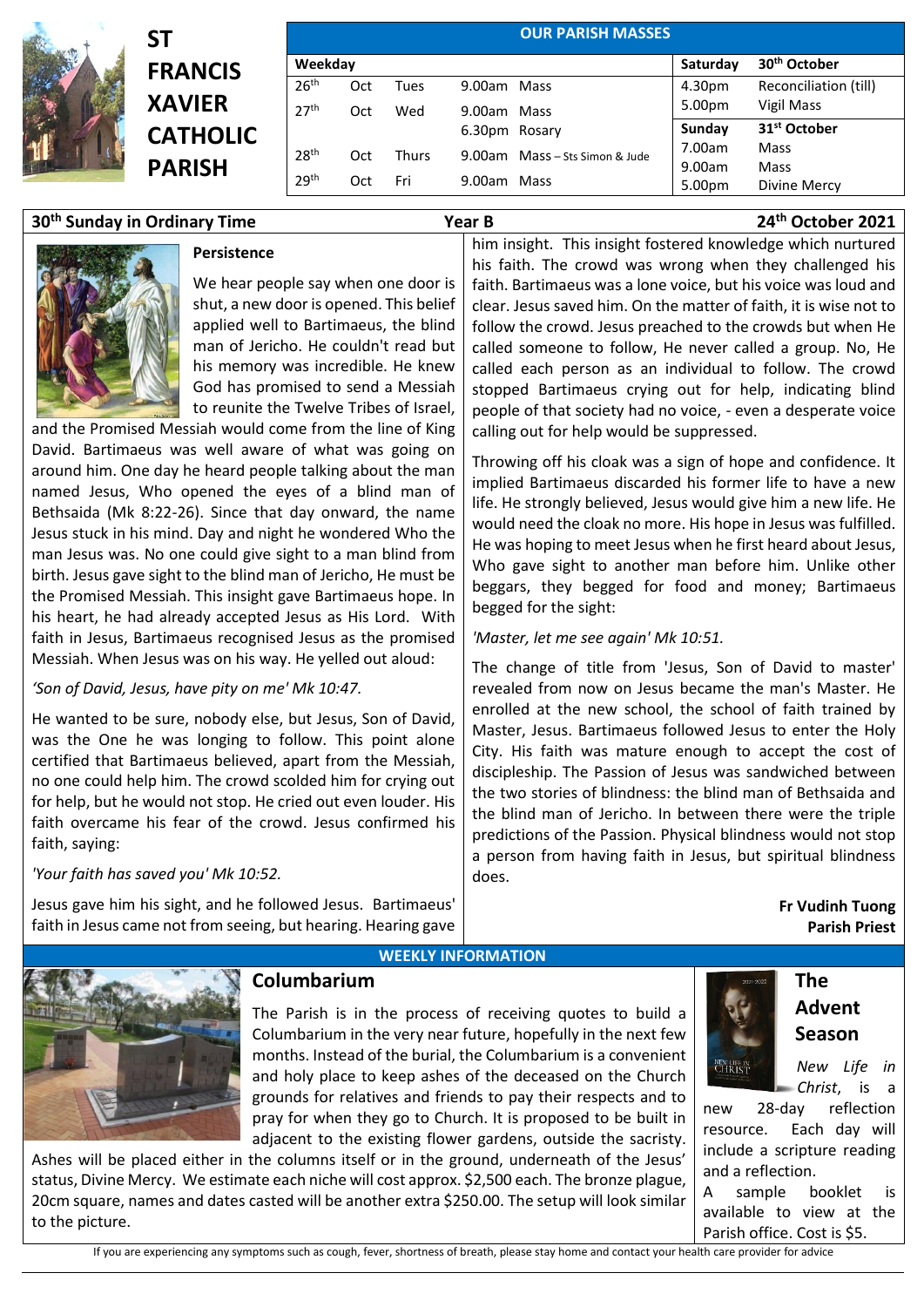# ST FRANCIS XAVIER CATHOLIC PARISH

| OUR PARISH MASSES | | | | | | |
|---|---|---|---|---|---|---|
| **Weekday** | | | | | **Saturday** | **30th October** |
| 26th | Oct | Tues | 9.00am | Mass | 4.30pm | Reconciliation (till) |
| 27th | Oct | Wed | 9.00am | Mass | 5.00pm | Vigil Mass |
| | | | 6.30pm | Rosary | **Sunday** | **31st October** |
| 28th | Oct | Thurs | 9.00am | Mass – Sts Simon & Jude | 7.00am | Mass |
| | | | | | 9.00am | Mass |
| 29th | Oct | Fri | 9.00am | Mass | 5.00pm | Divine Mercy |

**30th Sunday in Ordinary Time** — **Year B** — **24th October 2021**

### Persistence

We hear people say when one door is shut, a new door is opened. This belief applied well to Bartimaeus, the blind man of Jericho. He couldn't read but his memory was incredible. He knew God has promised to send a Messiah to reunite the Twelve Tribes of Israel, and the Promised Messiah would come from the line of King David. Bartimaeus was well aware of what was going on around him. One day he heard people talking about the man named Jesus, Who opened the eyes of a blind man of Bethsaida (Mk 8:22-26). Since that day onward, the name Jesus stuck in his mind. Day and night he wondered Who the man Jesus was. No one could give sight to a man blind from birth. Jesus gave sight to the blind man of Jericho, He must be the Promised Messiah. This insight gave Bartimaeus hope. In his heart, he had already accepted Jesus as His Lord. With faith in Jesus, Bartimaeus recognised Jesus as the promised Messiah. When Jesus was on his way. He yelled out aloud:

*'Son of David, Jesus, have pity on me' Mk 10:47.*

He wanted to be sure, nobody else, but Jesus, Son of David, was the One he was longing to follow. This point alone certified that Bartimaeus believed, apart from the Messiah, no one could help him. The crowd scolded him for crying out for help, but he would not stop. He cried out even louder. His faith overcame his fear of the crowd. Jesus confirmed his faith, saying:

*'Your faith has saved you' Mk 10:52.*

Jesus gave him his sight, and he followed Jesus. Bartimaeus' faith in Jesus came not from seeing, but hearing. Hearing gave him insight. This insight fostered knowledge which nurtured his faith. The crowd was wrong when they challenged his faith. Bartimaeus was a lone voice, but his voice was loud and clear. Jesus saved him. On the matter of faith, it is wise not to follow the crowd. Jesus preached to the crowds but when He called someone to follow, He never called a group. No, He called each person as an individual to follow. The crowd stopped Bartimaeus crying out for help, indicating blind people of that society had no voice, - even a desperate voice calling out for help would be suppressed.

Throwing off his cloak was a sign of hope and confidence. It implied Bartimaeus discarded his former life to have a new life. He strongly believed, Jesus would give him a new life. He would need the cloak no more. His hope in Jesus was fulfilled. He was hoping to meet Jesus when he first heard about Jesus, Who gave sight to another man before him. Unlike other beggars, they begged for food and money; Bartimaeus begged for the sight:

*'Master, let me see again' Mk 10:51.*

The change of title from 'Jesus, Son of David to master' revealed from now on Jesus became the man's Master. He enrolled at the new school, the school of faith trained by Master, Jesus. Bartimaeus followed Jesus to enter the Holy City. His faith was mature enough to accept the cost of discipleship. The Passion of Jesus was sandwiched between the two stories of blindness: the blind man of Bethsaida and the blind man of Jericho. In between there were the triple predictions of the Passion. Physical blindness would not stop a person from having faith in Jesus, but spiritual blindness does.

**Fr Vudinh Tuong**
**Parish Priest**

## WEEKLY INFORMATION

### Columbarium

The Parish is in the process of receiving quotes to build a Columbarium in the very near future, hopefully in the next few months. Instead of the burial, the Columbarium is a convenient and holy place to keep ashes of the deceased on the Church grounds for relatives and friends to pay their respects and to pray for when they go to Church. It is proposed to be built in adjacent to the existing flower gardens, outside the sacristy. Ashes will be placed either in the columns itself or in the ground, underneath of the Jesus' status, Divine Mercy. We estimate each niche will cost approx. $2,500 each. The bronze plague, 20cm square, names and dates casted will be another extra $250.00. The setup will look similar to the picture.

### The Advent Season

*New Life in Christ*, is a new 28-day reflection resource. Each day will include a scripture reading and a reflection.

A sample booklet is available to view at the Parish office. Cost is $5.

If you are experiencing any symptoms such as cough, fever, shortness of breath, please stay home and contact your health care provider for advice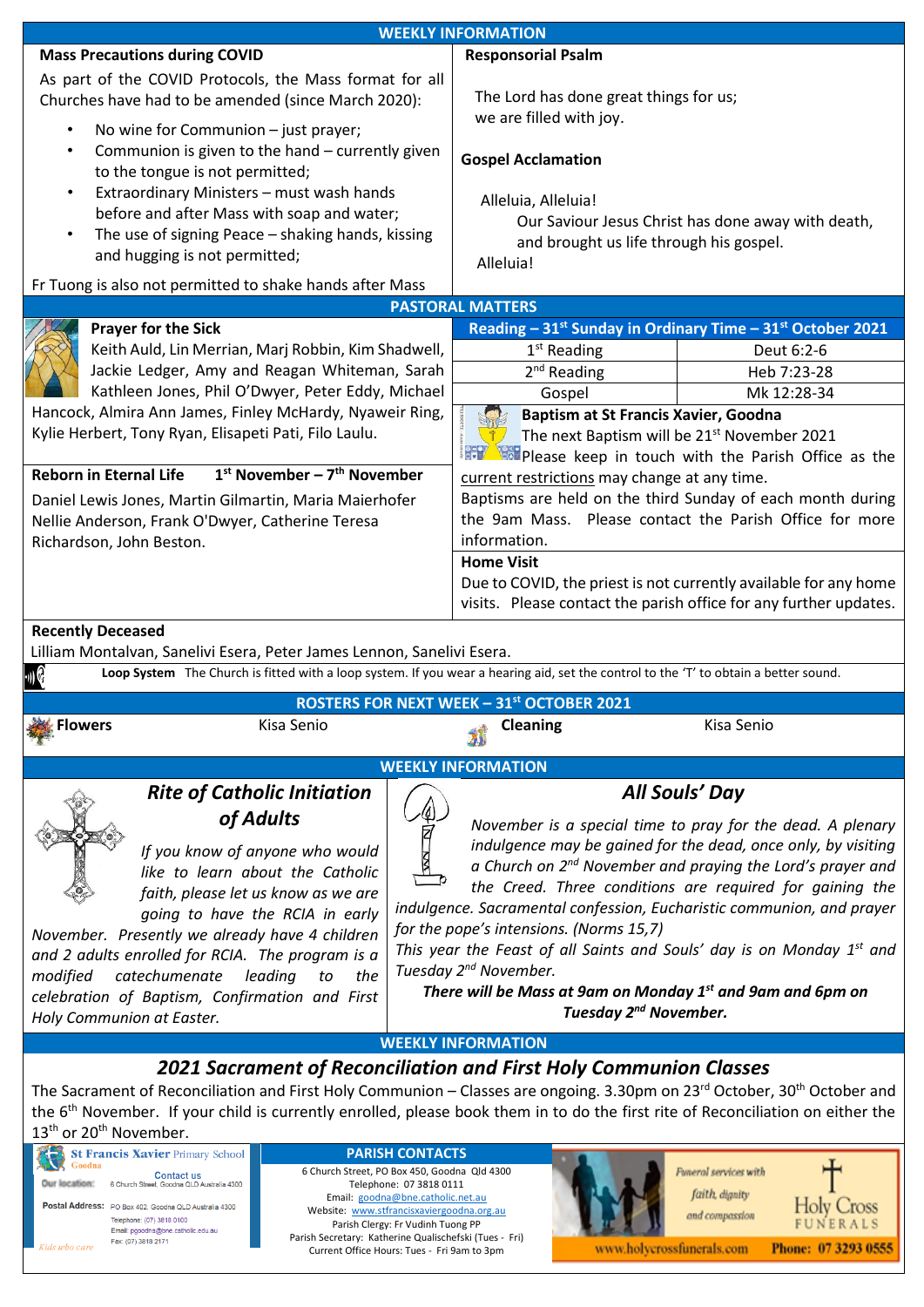## WEEKLY INFORMATION

### Mass Precautions during COVID

As part of the COVID Protocols, the Mass format for all Churches have had to be amended (since March 2020):

- No wine for Communion – just prayer;
- Communion is given to the hand – currently given to the tongue is not permitted;
- Extraordinary Ministers – must wash hands before and after Mass with soap and water;
- The use of signing Peace – shaking hands, kissing and hugging is not permitted;

Fr Tuong is also not permitted to shake hands after Mass

### Responsorial Psalm

The Lord has done great things for us;
we are filled with joy.

### Gospel Acclamation

Alleluia, Alleluia!
Our Saviour Jesus Christ has done away with death,
and brought us life through his gospel.
Alleluia!

## PASTORAL MATTERS

### Prayer for the Sick

Keith Auld, Lin Merrian, Marj Robbin, Kim Shadwell, Jackie Ledger, Amy and Reagan Whiteman, Sarah Kathleen Jones, Phil O'Dwyer, Peter Eddy, Michael Hancock, Almira Ann James, Finley McHardy, Nyaweir Ring, Kylie Herbert, Tony Ryan, Elisapeti Pati, Filo Laulu.

### Reborn in Eternal Life 1st November – 7th November

Daniel Lewis Jones, Martin Gilmartin, Maria Maierhofer Nellie Anderson, Frank O'Dwyer, Catherine Teresa Richardson, John Beston.

### Reading – 31st Sunday in Ordinary Time – 31st October 2021

| | |
|---|---|
| 1st Reading | Deut 6:2-6 |
| 2nd Reading | Heb 7:23-28 |
| Gospel | Mk 12:28-34 |

### Baptism at St Francis Xavier, Goodna

The next Baptism will be 21st November 2021
Please keep in touch with the Parish Office as the current restrictions may change at any time.

Baptisms are held on the third Sunday of each month during the 9am Mass. Please contact the Parish Office for more information.

### Home Visit

Due to COVID, the priest is not currently available for any home visits. Please contact the parish office for any further updates.

### Recently Deceased

Lilliam Montalvan, Sanelivi Esera, Peter James Lennon, Sanelivi Esera.

**Loop System** The Church is fitted with a loop system. If you wear a hearing aid, set the control to the 'T' to obtain a better sound.

## ROSTERS FOR NEXT WEEK – 31st OCTOBER 2021

| | | | |
|---|---|---|---|
| **Flowers** | Kisa Senio | **Cleaning** | Kisa Senio |

## WEEKLY INFORMATION

### *Rite of Catholic Initiation of Adults*

*If you know of anyone who would like to learn about the Catholic faith, please let us know as we are going to have the RCIA in early November. Presently we already have 4 children and 2 adults enrolled for RCIA. The program is a modified catechumenate leading to the celebration of Baptism, Confirmation and First Holy Communion at Easter.*

### *All Souls' Day*

*November is a special time to pray for the dead. A plenary indulgence may be gained for the dead, once only, by visiting a Church on 2nd November and praying the Lord's prayer and the Creed. Three conditions are required for gaining the indulgence. Sacramental confession, Eucharistic communion, and prayer for the pope's intentions. (Norms 15,7)*

*This year the Feast of all Saints and Souls' day is on Monday 1st and Tuesday 2nd November.*

***There will be Mass at 9am on Monday 1st and 9am and 6pm on Tuesday 2nd November.***

## WEEKLY INFORMATION

### *2021 Sacrament of Reconciliation and First Holy Communion Classes*

The Sacrament of Reconciliation and First Holy Communion – Classes are ongoing. 3.30pm on 23rd October, 30th October and the 6th November. If your child is currently enrolled, please book them in to do the first rite of Reconciliation on either the 13th or 20th November.

**St Francis Xavier Primary School** Goodna
Contact us
Our location: 6 Church Street, Goodna QLD Australia 4300
Postal Address: PO Box 402, Goodna QLD Australia 4300
Telephone: (07) 3818 0100
Email: pgoodna@bne.catholic.edu.au
Fax: (07) 3818 2171
Kids who care

### PARISH CONTACTS

6 Church Street, PO Box 450, Goodna Qld 4300
Telephone: 07 3818 0111
Email: goodna@bne.catholic.net.au
Website: www.stfrancisxaviergoodna.org.au
Parish Clergy: Fr Vudinh Tuong PP
Parish Secretary: Katherine Qualischefski (Tues - Fri)
Current Office Hours: Tues - Fri 9am to 3pm

Funeral services with faith, dignity and compassion
Holy Cross Funerals
www.holycrossfunerals.com Phone: 07 3293 0555